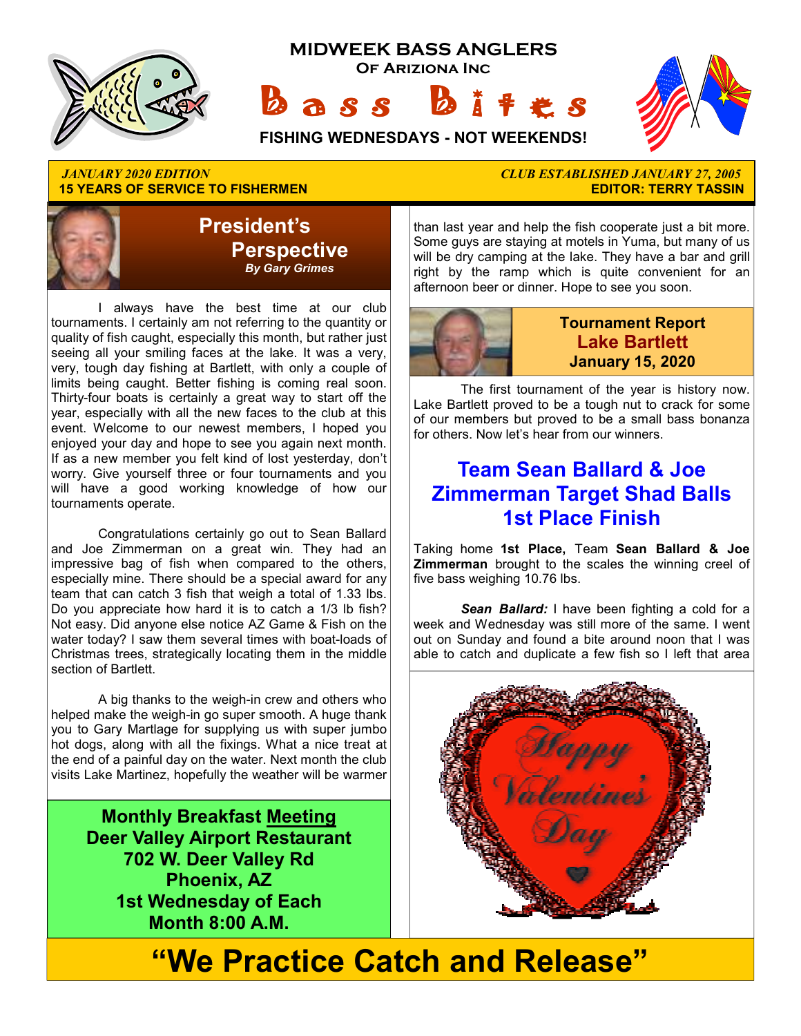# MIDWEEK BASS ANGLERS

**OF ARIZIONA INC**

# Bass Bites

**FISHING WEDNESDAYS - NOT WEEKENDS!**

*JANUARY 2020 EDITION* — **15 YEARS OF SERVICE TO FISHERMEN**

*CLUB ESTABLISHED JANUARY 27, 2005* — **EDITOR: TERRY TASSIN**

## President's Perspective

***By Gary Grimes***

I always have the best time at our club tournaments. I certainly am not referring to the quantity or quality of fish caught, especially this month, but rather just seeing all your smiling faces at the lake. It was a very, very, tough day fishing at Bartlett, with only a couple of limits being caught. Better fishing is coming real soon. Thirty-four boats is certainly a great way to start off the year, especially with all the new faces to the club at this event. Welcome to our newest members, I hoped you enjoyed your day and hope to see you again next month. If as a new member you felt kind of lost yesterday, don't worry. Give yourself three or four tournaments and you will have a good working knowledge of how our tournaments operate.

Congratulations certainly go out to Sean Ballard and Joe Zimmerman on a great win. They had an impressive bag of fish when compared to the others, especially mine. There should be a special award for any team that can catch 3 fish that weigh a total of 1.33 lbs. Do you appreciate how hard it is to catch a 1/3 lb fish? Not easy. Did anyone else notice AZ Game & Fish on the water today? I saw them several times with boat-loads of Christmas trees, strategically locating them in the middle section of Bartlett.

A big thanks to the weigh-in crew and others who helped make the weigh-in go super smooth. A huge thank you to Gary Martlage for supplying us with super jumbo hot dogs, along with all the fixings. What a nice treat at the end of a painful day on the water. Next month the club visits Lake Martinez, hopefully the weather will be warmer than last year and help the fish cooperate just a bit more. Some guys are staying at motels in Yuma, but many of us will be dry camping at the lake. They have a bar and grill right by the ramp which is quite convenient for an afternoon beer or dinner. Hope to see you soon.

**Monthly Breakfast Meeting**
**Deer Valley Airport Restaurant**
**702 W. Deer Valley Rd**
**Phoenix, AZ**
**1st Wednesday of Each Month 8:00 A.M.**

## Tournament Report
## Lake Bartlett
## January 15, 2020

The first tournament of the year is history now. Lake Bartlett proved to be a tough nut to crack for some of our members but proved to be a small bass bonanza for others. Now let's hear from our winners.

## Team Sean Ballard & Joe Zimmerman Target Shad Balls 1st Place Finish

Taking home **1st Place,** Team **Sean Ballard & Joe Zimmerman** brought to the scales the winning creel of five bass weighing 10.76 lbs.

***Sean Ballard:*** I have been fighting a cold for a week and Wednesday was still more of the same. I went out on Sunday and found a bite around noon that I was able to catch and duplicate a few fish so I left that area

Happy Valentine's Day

**"We Practice Catch and Release"**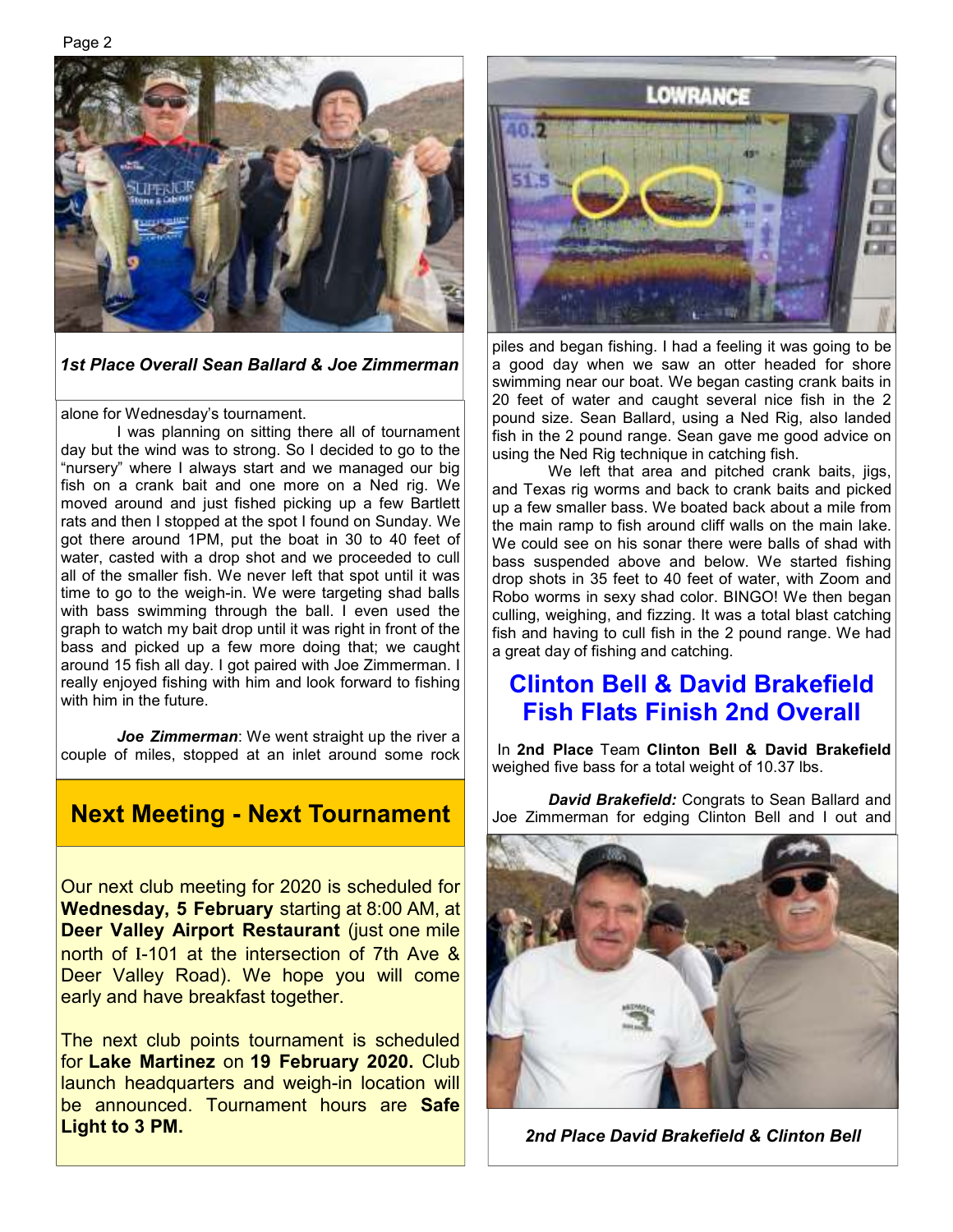*1st Place Overall Sean Ballard & Joe Zimmerman*

alone for Wednesday's tournament.

I was planning on sitting there all of tournament day but the wind was to strong. So I decided to go to the "nursery" where I always start and we managed our big fish on a crank bait and one more on a Ned rig. We moved around and just fished picking up a few Bartlett rats and then I stopped at the spot I found on Sunday. We got there around 1PM, put the boat in 30 to 40 feet of water, casted with a drop shot and we proceeded to cull all of the smaller fish. We never left that spot until it was time to go to the weigh-in. We were targeting shad balls with bass swimming through the ball. I even used the graph to watch my bait drop until it was right in front of the bass and picked up a few more doing that; we caught around 15 fish all day. I got paired with Joe Zimmerman. I really enjoyed fishing with him and look forward to fishing with him in the future.

***Joe Zimmerman***: We went straight up the river a couple of miles, stopped at an inlet around some rock piles and began fishing. I had a feeling it was going to be a good day when we saw an otter headed for shore swimming near our boat. We began casting crank baits in 20 feet of water and caught several nice fish in the 2 pound size. Sean Ballard, using a Ned Rig, also landed fish in the 2 pound range. Sean gave me good advice on using the Ned Rig technique in catching fish.

We left that area and pitched crank baits, jigs, and Texas rig worms and back to crank baits and picked up a few smaller bass. We boated back about a mile from the main ramp to fish around cliff walls on the main lake. We could see on his sonar there were balls of shad with bass suspended above and below. We started fishing drop shots in 35 feet to 40 feet of water, with Zoom and Robo worms in sexy shad color. BINGO! We then began culling, weighing, and fizzing. It was a total blast catching fish and having to cull fish in the 2 pound range. We had a great day of fishing and catching.

## Clinton Bell & David Brakefield Fish Flats Finish 2nd Overall

In **2nd Place** Team **Clinton Bell & David Brakefield** weighed five bass for a total weight of 10.37 lbs.

***David Brakefield:*** Congrats to Sean Ballard and Joe Zimmerman for edging Clinton Bell and I out and

*2nd Place David Brakefield & Clinton Bell*

## Next Meeting - Next Tournament

Our next club meeting for 2020 is scheduled for **Wednesday, 5 February** starting at 8:00 AM, at **Deer Valley Airport Restaurant** (just one mile north of I-101 at the intersection of 7th Ave & Deer Valley Road). We hope you will come early and have breakfast together.

The next club points tournament is scheduled for **Lake Martinez** on **19 February 2020.** Club launch headquarters and weigh-in location will be announced. Tournament hours are **Safe Light to 3 PM.**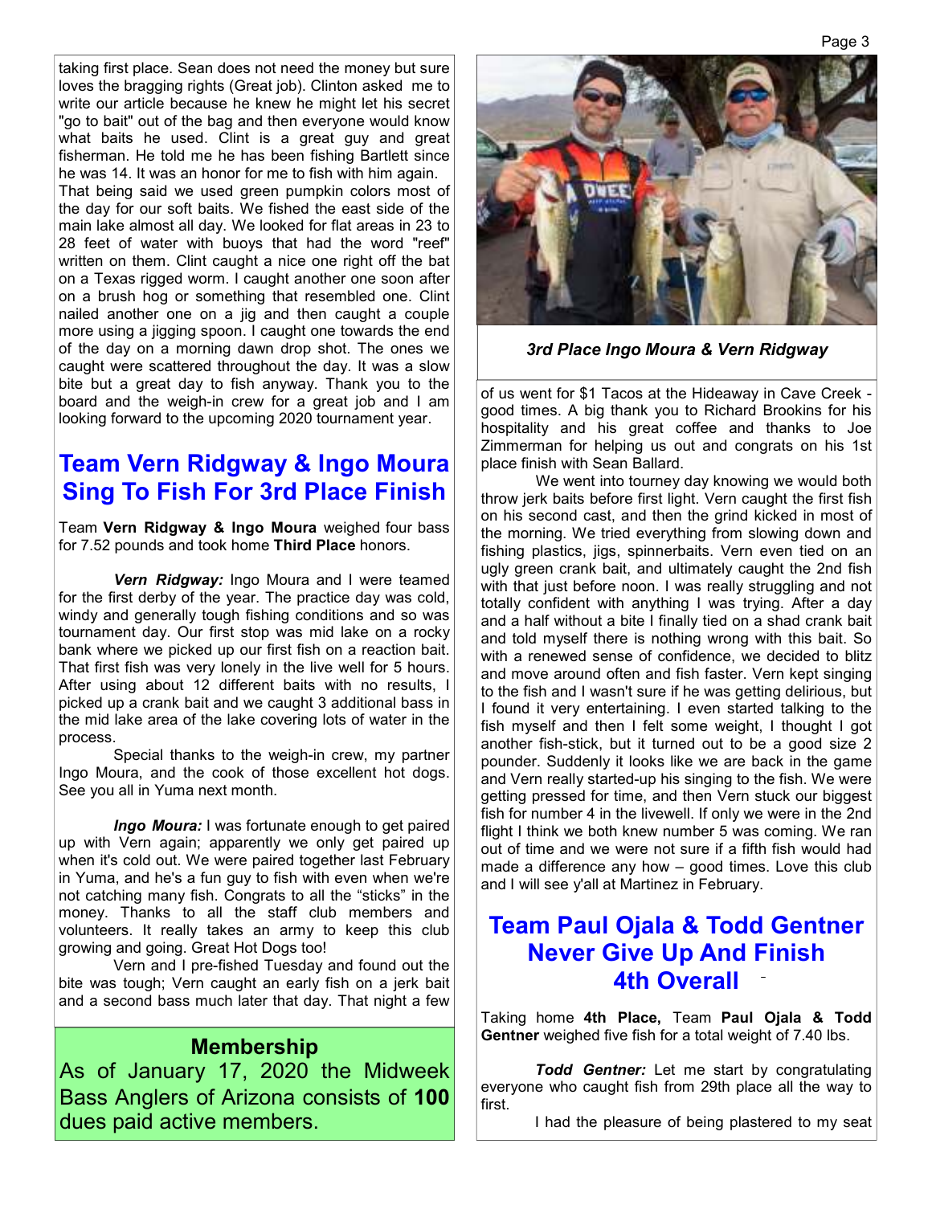taking first place. Sean does not need the money but sure loves the bragging rights (Great job). Clinton asked me to write our article because he knew he might let his secret "go to bait" out of the bag and then everyone would know what baits he used. Clint is a great guy and great fisherman. He told me he has been fishing Bartlett since he was 14. It was an honor for me to fish with him again.

That being said we used green pumpkin colors most of the day for our soft baits. We fished the east side of the main lake almost all day. We looked for flat areas in 23 to 28 feet of water with buoys that had the word "reef" written on them. Clint caught a nice one right off the bat on a Texas rigged worm. I caught another one soon after on a brush hog or something that resembled one. Clint nailed another one on a jig and then caught a couple more using a jigging spoon. I caught one towards the end of the day on a morning dawn drop shot. The ones we caught were scattered throughout the day. It was a slow bite but a great day to fish anyway. Thank you to the board and the weigh-in crew for a great job and I am looking forward to the upcoming 2020 tournament year.

## Team Vern Ridgway & Ingo Moura Sing To Fish For 3rd Place Finish

Team **Vern Ridgway & Ingo Moura** weighed four bass for 7.52 pounds and took home **Third Place** honors.

***Vern Ridgway:*** Ingo Moura and I were teamed for the first derby of the year. The practice day was cold, windy and generally tough fishing conditions and so was tournament day. Our first stop was mid lake on a rocky bank where we picked up our first fish on a reaction bait. That first fish was very lonely in the live well for 5 hours. After using about 12 different baits with no results, I picked up a crank bait and we caught 3 additional bass in the mid lake area of the lake covering lots of water in the process.

Special thanks to the weigh-in crew, my partner Ingo Moura, and the cook of those excellent hot dogs. See you all in Yuma next month.

***Ingo Moura:*** I was fortunate enough to get paired up with Vern again; apparently we only get paired up when it's cold out. We were paired together last February in Yuma, and he's a fun guy to fish with even when we're not catching many fish. Congrats to all the "sticks" in the money. Thanks to all the staff club members and volunteers. It really takes an army to keep this club growing and going. Great Hot Dogs too!

Vern and I pre-fished Tuesday and found out the bite was tough; Vern caught an early fish on a jerk bait and a second bass much later that day. That night a few of us went for $1 Tacos at the Hideaway in Cave Creek - good times. A big thank you to Richard Brookins for his hospitality and his great coffee and thanks to Joe Zimmerman for helping us out and congrats on his 1st place finish with Sean Ballard.

We went into tourney day knowing we would both throw jerk baits before first light. Vern caught the first fish on his second cast, and then the grind kicked in most of the morning. We tried everything from slowing down and fishing plastics, jigs, spinnerbaits. Vern even tied on an ugly green crank bait, and ultimately caught the 2nd fish with that just before noon. I was really struggling and not totally confident with anything I was trying. After a day and a half without a bite I finally tied on a shad crank bait and told myself there is nothing wrong with this bait. So with a renewed sense of confidence, we decided to blitz and move around often and fish faster. Vern kept singing to the fish and I wasn't sure if he was getting delirious, but I found it very entertaining. I even started talking to the fish myself and then I felt some weight, I thought I got another fish-stick, but it turned out to be a good size 2 pounder. Suddenly it looks like we are back in the game and Vern really started-up his singing to the fish. We were getting pressed for time, and then Vern stuck our biggest fish for number 4 in the livewell. If only we were in the 2nd flight I think we both knew number 5 was coming. We ran out of time and we were not sure if a fifth fish would had made a difference any how – good times. Love this club and I will see y'all at Martinez in February.

*3rd Place Ingo Moura & Vern Ridgway*

### Membership

As of January 17, 2020 the Midweek Bass Anglers of Arizona consists of **100** dues paid active members.

## Team Paul Ojala & Todd Gentner Never Give Up And Finish 4th Overall

Taking home **4th Place,** Team **Paul Ojala & Todd Gentner** weighed five fish for a total weight of 7.40 lbs.

***Todd Gentner:*** Let me start by congratulating everyone who caught fish from 29th place all the way to first.

I had the pleasure of being plastered to my seat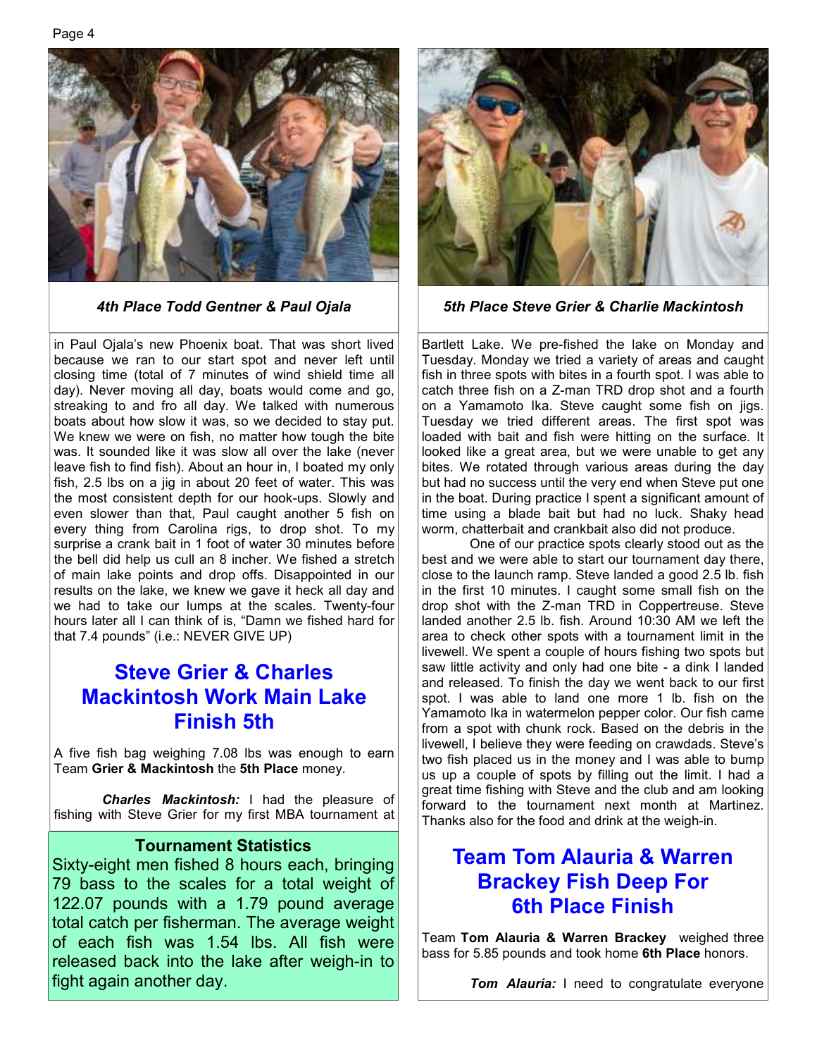*4th Place Todd Gentner & Paul Ojala*

*5th Place Steve Grier & Charlie Mackintosh*

in Paul Ojala's new Phoenix boat. That was short lived because we ran to our start spot and never left until closing time (total of 7 minutes of wind shield time all day). Never moving all day, boats would come and go, streaking to and fro all day. We talked with numerous boats about how slow it was, so we decided to stay put. We knew we were on fish, no matter how tough the bite was. It sounded like it was slow all over the lake (never leave fish to find fish). About an hour in, I boated my only fish, 2.5 lbs on a jig in about 20 feet of water. This was the most consistent depth for our hook-ups. Slowly and even slower than that, Paul caught another 5 fish on every thing from Carolina rigs, to drop shot. To my surprise a crank bait in 1 foot of water 30 minutes before the bell did help us cull an 8 incher. We fished a stretch of main lake points and drop offs. Disappointed in our results on the lake, we knew we gave it heck all day and we had to take our lumps at the scales. Twenty-four hours later all I can think of is, "Damn we fished hard for that 7.4 pounds" (i.e.: NEVER GIVE UP)

## Steve Grier & Charles Mackintosh Work Main Lake Finish 5th

A five fish bag weighing 7.08 lbs was enough to earn Team **Grier & Mackintosh** the **5th Place** money.

***Charles Mackintosh:*** I had the pleasure of fishing with Steve Grier for my first MBA tournament at Bartlett Lake. We pre-fished the lake on Monday and Tuesday. Monday we tried a variety of areas and caught fish in three spots with bites in a fourth spot. I was able to catch three fish on a Z-man TRD drop shot and a fourth on a Yamamoto Ika. Steve caught some fish on jigs. Tuesday we tried different areas. The first spot was loaded with bait and fish were hitting on the surface. It looked like a great area, but we were unable to get any bites. We rotated through various areas during the day but had no success until the very end when Steve put one in the boat. During practice I spent a significant amount of time using a blade bait but had no luck. Shaky head worm, chatterbait and crankbait also did not produce.

One of our practice spots clearly stood out as the best and we were able to start our tournament day there, close to the launch ramp. Steve landed a good 2.5 lb. fish in the first 10 minutes. I caught some small fish on the drop shot with the Z-man TRD in Coppertreuse. Steve landed another 2.5 lb. fish. Around 10:30 AM we left the area to check other spots with a tournament limit in the livewell. We spent a couple of hours fishing two spots but saw little activity and only had one bite - a dink I landed and released. To finish the day we went back to our first spot. I was able to land one more 1 lb. fish on the Yamamoto Ika in watermelon pepper color. Our fish came from a spot with chunk rock. Based on the debris in the livewell, I believe they were feeding on crawdads. Steve's two fish placed us in the money and I was able to bump us up a couple of spots by filling out the limit. I had a great time fishing with Steve and the club and am looking forward to the tournament next month at Martinez. Thanks also for the food and drink at the weigh-in.

### Tournament Statistics

Sixty-eight men fished 8 hours each, bringing 79 bass to the scales for a total weight of 122.07 pounds with a 1.79 pound average total catch per fisherman. The average weight of each fish was 1.54 lbs. All fish were released back into the lake after weigh-in to fight again another day.

## Team Tom Alauria & Warren Brackey Fish Deep For 6th Place Finish

Team **Tom Alauria & Warren Brackey** weighed three bass for 5.85 pounds and took home **6th Place** honors.

***Tom Alauria:*** I need to congratulate everyone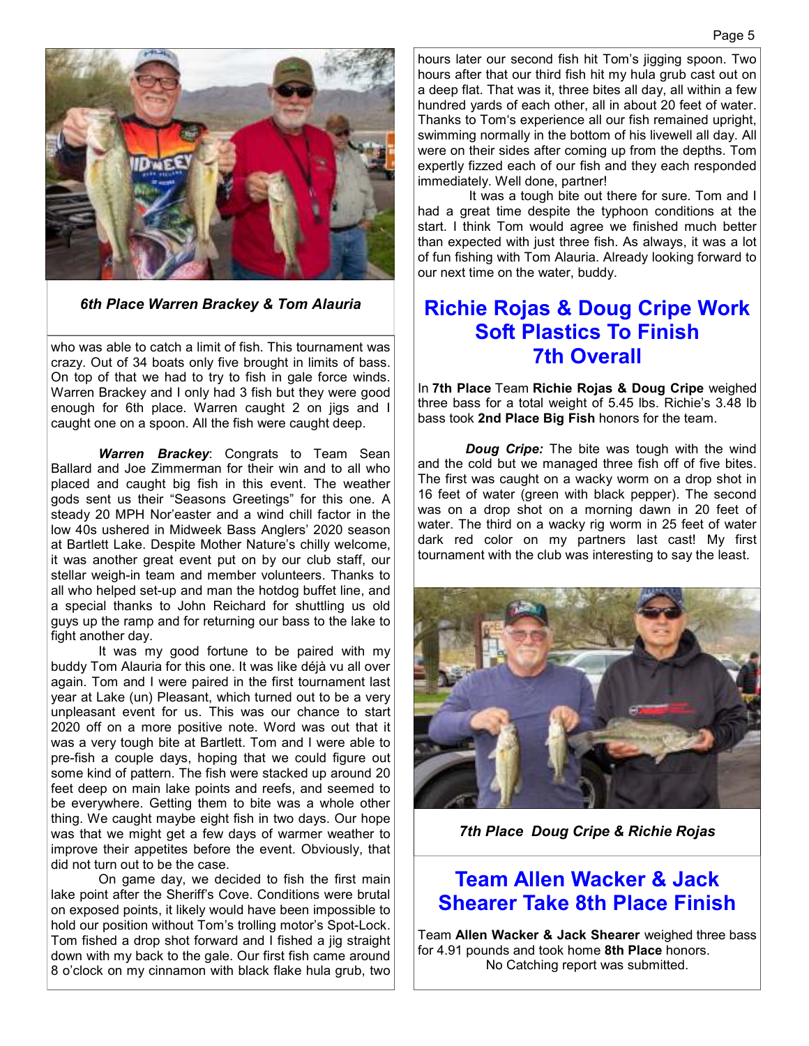*6th Place Warren Brackey & Tom Alauria*

who was able to catch a limit of fish. This tournament was crazy. Out of 34 boats only five brought in limits of bass. On top of that we had to try to fish in gale force winds. Warren Brackey and I only had 3 fish but they were good enough for 6th place. Warren caught 2 on jigs and I caught one on a spoon. All the fish were caught deep.

***Warren Brackey***: Congrats to Team Sean Ballard and Joe Zimmerman for their win and to all who placed and caught big fish in this event. The weather gods sent us their "Seasons Greetings" for this one. A steady 20 MPH Nor'easter and a wind chill factor in the low 40s ushered in Midweek Bass Anglers' 2020 season at Bartlett Lake. Despite Mother Nature's chilly welcome, it was another great event put on by our club staff, our stellar weigh-in team and member volunteers. Thanks to all who helped set-up and man the hotdog buffet line, and a special thanks to John Reichard for shuttling us old guys up the ramp and for returning our bass to the lake to fight another day.

It was my good fortune to be paired with my buddy Tom Alauria for this one. It was like déjà vu all over again. Tom and I were paired in the first tournament last year at Lake (un) Pleasant, which turned out to be a very unpleasant event for us. This was our chance to start 2020 off on a more positive note. Word was out that it was a very tough bite at Bartlett. Tom and I were able to pre-fish a couple days, hoping that we could figure out some kind of pattern. The fish were stacked up around 20 feet deep on main lake points and reefs, and seemed to be everywhere. Getting them to bite was a whole other thing. We caught maybe eight fish in two days. Our hope was that we might get a few days of warmer weather to improve their appetites before the event. Obviously, that did not turn out to be the case.

On game day, we decided to fish the first main lake point after the Sheriff's Cove. Conditions were brutal on exposed points, it likely would have been impossible to hold our position without Tom's trolling motor's Spot-Lock. Tom fished a drop shot forward and I fished a jig straight down with my back to the gale. Our first fish came around 8 o'clock on my cinnamon with black flake hula grub, two hours later our second fish hit Tom's jigging spoon. Two hours after that our third fish hit my hula grub cast out on a deep flat. That was it, three bites all day, all within a few hundred yards of each other, all in about 20 feet of water. Thanks to Tom's experience all our fish remained upright, swimming normally in the bottom of his livewell all day. All were on their sides after coming up from the depths. Tom expertly fizzed each of our fish and they each responded immediately. Well done, partner!

It was a tough bite out there for sure. Tom and I had a great time despite the typhoon conditions at the start. I think Tom would agree we finished much better than expected with just three fish. As always, it was a lot of fun fishing with Tom Alauria. Already looking forward to our next time on the water, buddy.

## Richie Rojas & Doug Cripe Work Soft Plastics To Finish 7th Overall

In **7th Place** Team **Richie Rojas & Doug Cripe** weighed three bass for a total weight of 5.45 lbs. Richie's 3.48 lb bass took **2nd Place Big Fish** honors for the team.

***Doug Cripe:*** The bite was tough with the wind and the cold but we managed three fish off of five bites. The first was caught on a wacky worm on a drop shot in 16 feet of water (green with black pepper). The second was on a drop shot on a morning dawn in 20 feet of water. The third on a wacky rig worm in 25 feet of water dark red color on my partners last cast! My first tournament with the club was interesting to say the least.

*7th Place Doug Cripe & Richie Rojas*

## Team Allen Wacker & Jack Shearer Take 8th Place Finish

Team **Allen Wacker & Jack Shearer** weighed three bass for 4.91 pounds and took home **8th Place** honors.

No Catching report was submitted.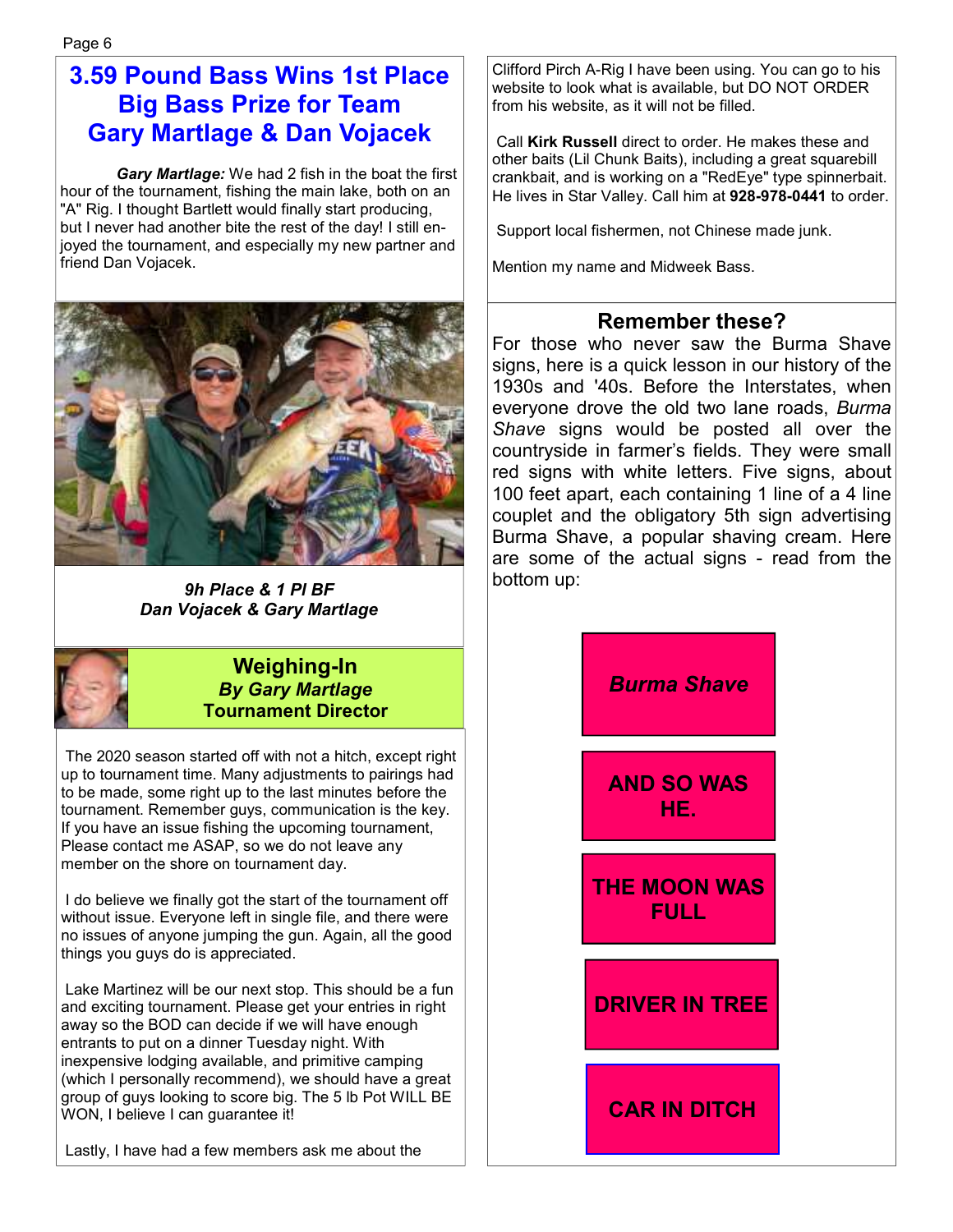# 3.59 Pound Bass Wins 1st Place Big Bass Prize for Team Gary Martlage & Dan Vojacek

***Gary Martlage:*** We had 2 fish in the boat the first hour of the tournament, fishing the main lake, both on an "A" Rig. I thought Bartlett would finally start producing, but I never had another bite the rest of the day! I still enjoyed the tournament, and especially my new partner and friend Dan Vojacek.

***9h Place & 1 Pl BF***
***Dan Vojacek & Gary Martlage***

## Weighing-In

***By Gary Martlage***
**Tournament Director**

The 2020 season started off with not a hitch, except right up to tournament time. Many adjustments to pairings had to be made, some right up to the last minutes before the tournament. Remember guys, communication is the key. If you have an issue fishing the upcoming tournament, Please contact me ASAP, so we do not leave any member on the shore on tournament day.

I do believe we finally got the start of the tournament off without issue. Everyone left in single file, and there were no issues of anyone jumping the gun. Again, all the good things you guys do is appreciated.

Lake Martinez will be our next stop. This should be a fun and exciting tournament. Please get your entries in right away so the BOD can decide if we will have enough entrants to put on a dinner Tuesday night. With inexpensive lodging available, and primitive camping (which I personally recommend), we should have a great group of guys looking to score big. The 5 lb Pot WILL BE WON, I believe I can guarantee it!

Lastly, I have had a few members ask me about the Clifford Pirch A-Rig I have been using. You can go to his website to look what is available, but DO NOT ORDER from his website, as it will not be filled.

Call **Kirk Russell** direct to order. He makes these and other baits (Lil Chunk Baits), including a great squarebill crankbait, and is working on a "RedEye" type spinnerbait. He lives in Star Valley. Call him at **928-978-0441** to order.

Support local fishermen, not Chinese made junk.

Mention my name and Midweek Bass.

## Remember these?

For those who never saw the Burma Shave signs, here is a quick lesson in our history of the 1930s and '40s. Before the Interstates, when everyone drove the old two lane roads, *Burma Shave* signs would be posted all over the countryside in farmer's fields. They were small red signs with white letters. Five signs, about 100 feet apart, each containing 1 line of a 4 line couplet and the obligatory 5th sign advertising Burma Shave, a popular shaving cream. Here are some of the actual signs - read from the bottom up:

***Burma Shave***

**AND SO WAS HE.**

**THE MOON WAS FULL**

**DRIVER IN TREE**

**CAR IN DITCH**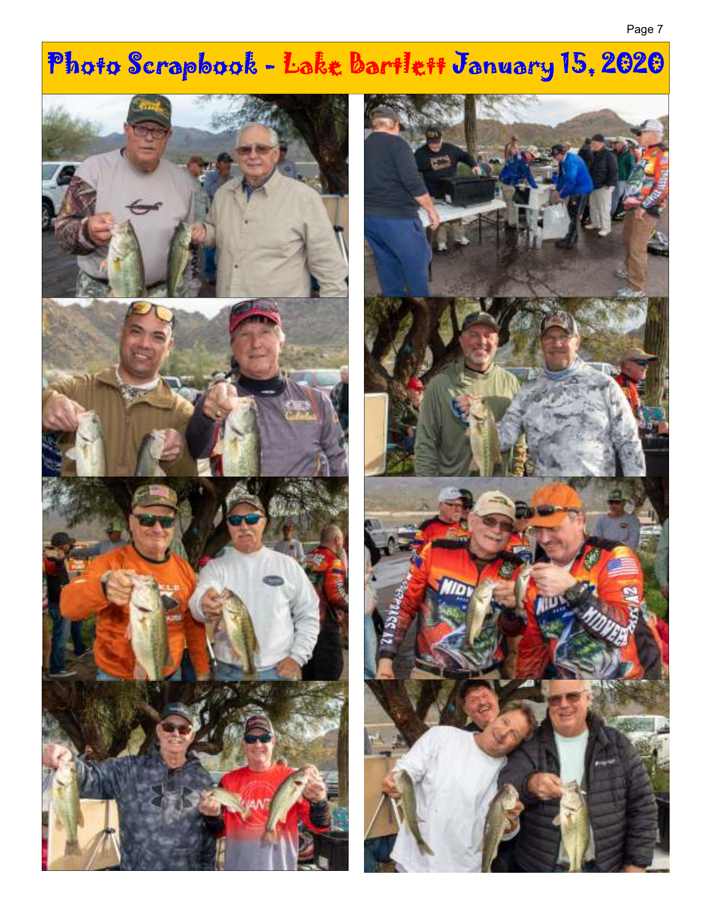# Photo Scrapbook - Lake Bartlett January 15, 2020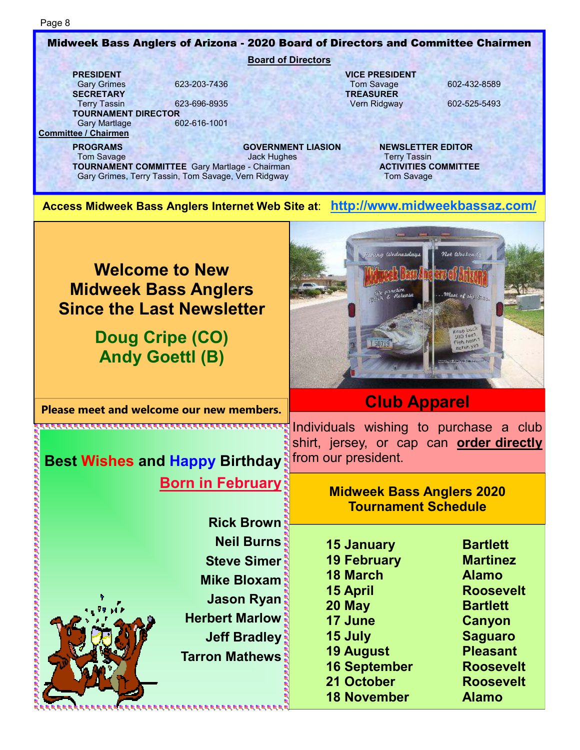## Midweek Bass Anglers of Arizona - 2020 Board of Directors and Committee Chairmen

### Board of Directors

**PRESIDENT**
Gary Grimes 623-203-7436

**VICE PRESIDENT**
Tom Savage 602-432-8589

**SECRETARY**
Terry Tassin 623-696-8935

**TREASURER**
Vern Ridgway 602-525-5493

**TOURNAMENT DIRECTOR**
Gary Martlage 602-616-1001

### Committee / Chairmen

**PROGRAMS**
Tom Savage

**GOVERNMENT LIASION**
Jack Hughes

**NEWSLETTER EDITOR**
Terry Tassin

**TOURNAMENT COMMITTEE** Gary Martlage - Chairman
Gary Grimes, Terry Tassin, Tom Savage, Vern Ridgway

**ACTIVITIES COMMITTEE**
Tom Savage

**Access Midweek Bass Anglers Internet Web Site at**: http://www.midweekbassaz.com/

## Welcome to New Midweek Bass Anglers Since the Last Newsletter

**Doug Cripe (CO)**
**Andy Goettl (B)**

**Please meet and welcome our new members.**

## Club Apparel

Individuals wishing to purchase a club shirt, jersey, or cap can **order directly** from our president.

## Best Wishes and Happy Birthday

**Born in February**

**Rick Brown**
**Neil Burns**
**Steve Simer**
**Mike Bloxam**
**Jason Ryan**
**Herbert Marlow**
**Jeff Bradley**
**Tarron Mathews**

## Midweek Bass Anglers 2020 Tournament Schedule

| | |
|---|---|
| 15 January | Bartlett |
| 19 February | Martinez |
| 18 March | Alamo |
| 15 April | Roosevelt |
| 20 May | Bartlett |
| 17 June | Canyon |
| 15 July | Saguaro |
| 19 August | Pleasant |
| 16 September | Roosevelt |
| 21 October | Roosevelt |
| 18 November | Alamo |